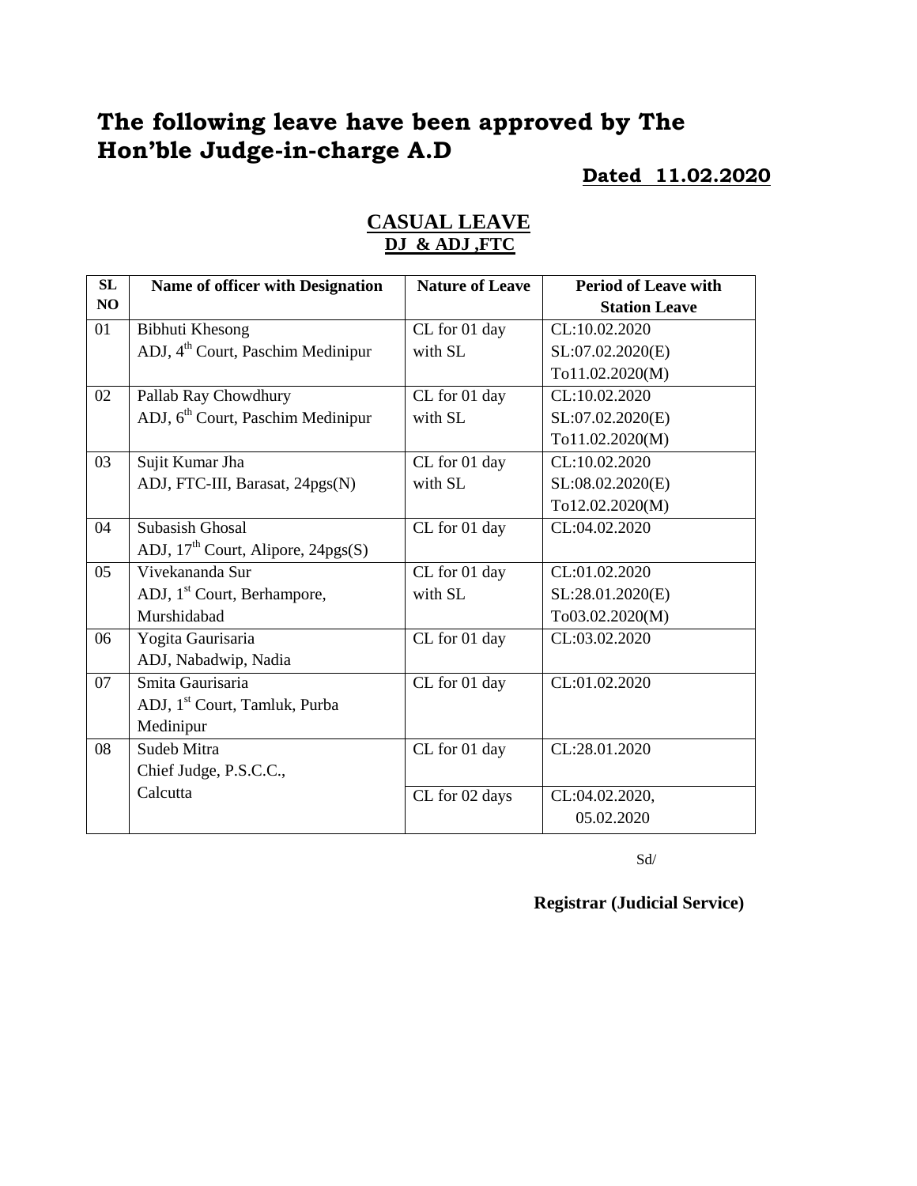# The following leave have been approved by The Hon'ble Judge-in-charge A.D

**Dated 11.02.2020**

## CASUAL LEAVE

**DJ & ADJ ,FTC**

| SL NO | Name of officer with Designation | Nature of Leave | Period of Leave with Station Leave |
|---|---|---|---|
| 01 | Bibhuti Khesong<br>ADJ, 4th Court, Paschim Medinipur | CL for 01 day with SL | CL:10.02.2020<br>SL:07.02.2020(E)<br>To11.02.2020(M) |
| 02 | Pallab Ray Chowdhury<br>ADJ, 6th Court, Paschim Medinipur | CL for 01 day with SL | CL:10.02.2020<br>SL:07.02.2020(E)<br>To11.02.2020(M) |
| 03 | Sujit Kumar Jha<br>ADJ, FTC-III, Barasat, 24pgs(N) | CL for 01 day with SL | CL:10.02.2020<br>SL:08.02.2020(E)<br>To12.02.2020(M) |
| 04 | Subasish Ghosal<br>ADJ, 17th Court, Alipore, 24pgs(S) | CL for 01 day | CL:04.02.2020 |
| 05 | Vivekananda Sur<br>ADJ, 1st Court, Berhampore, Murshidabad | CL for 01 day with SL | CL:01.02.2020<br>SL:28.01.2020(E)<br>To03.02.2020(M) |
| 06 | Yogita Gaurisaria<br>ADJ, Nabadwip, Nadia | CL for 01 day | CL:03.02.2020 |
| 07 | Smita Gaurisaria<br>ADJ, 1st Court, Tamluk, Purba Medinipur | CL for 01 day | CL:01.02.2020 |
| 08 | Sudeb Mitra<br>Chief Judge, P.S.C.C., Calcutta | CL for 01 day | CL:28.01.2020 |
| | | CL for 02 days | CL:04.02.2020, 05.02.2020 |

Sd/

**Registrar (Judicial Service)**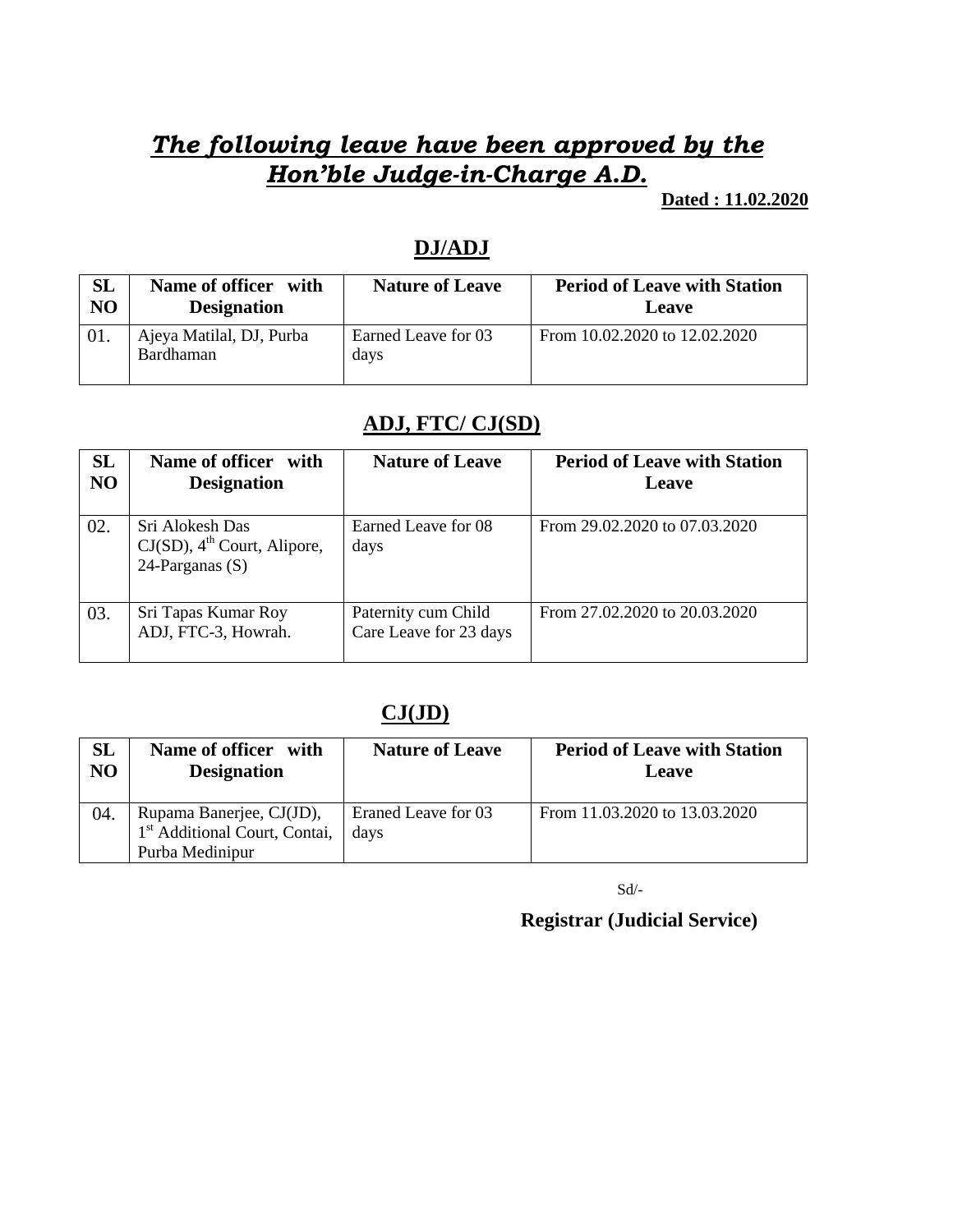# ***The following leave have been approved by the Hon'ble Judge-in-Charge A.D.***

**Dated : 11.02.2020**

## DJ/ADJ

| SL NO | Name of officer with Designation | Nature of Leave | Period of Leave with Station Leave |
|---|---|---|---|
| 01. | Ajeya Matilal, DJ, Purba Bardhaman | Earned Leave for 03 days | From 10.02.2020 to 12.02.2020 |

## ADJ, FTC/ CJ(SD)

| SL NO | Name of officer with Designation | Nature of Leave | Period of Leave with Station Leave |
|---|---|---|---|
| 02. | Sri Alokesh Das CJ(SD), 4th Court, Alipore, 24-Parganas (S) | Earned Leave for 08 days | From 29.02.2020 to 07.03.2020 |
| 03. | Sri Tapas Kumar Roy ADJ, FTC-3, Howrah. | Paternity cum Child Care Leave for 23 days | From 27.02.2020 to 20.03.2020 |

## CJ(JD)

| SL NO | Name of officer with Designation | Nature of Leave | Period of Leave with Station Leave |
|---|---|---|---|
| 04. | Rupama Banerjee, CJ(JD), 1st Additional Court, Contai, Purba Medinipur | Eraned Leave for 03 days | From 11.03.2020 to 13.03.2020 |

Sd/-

**Registrar (Judicial Service)**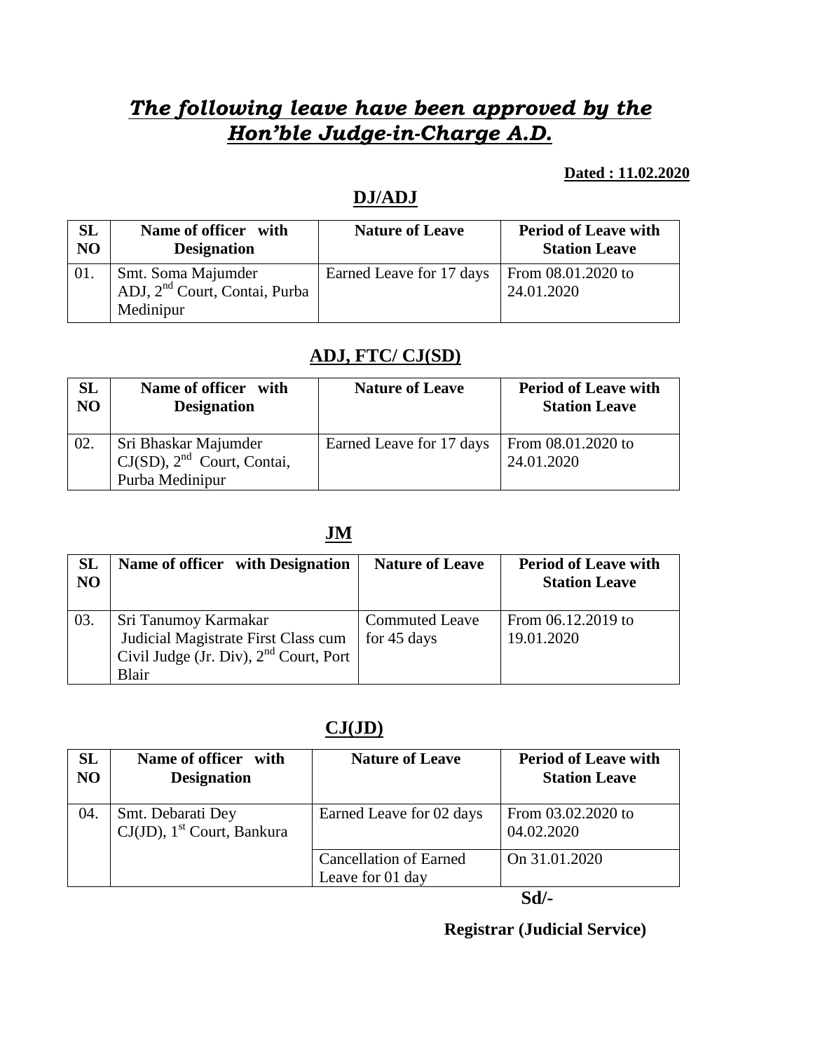# ***The following leave have been approved by the Hon'ble Judge-in-Charge A.D.***

**Dated : 11.02.2020**

## DJ/ADJ

| SL NO | Name of officer with Designation | Nature of Leave | Period of Leave with Station Leave |
|---|---|---|---|
| 01. | Smt. Soma Majumder ADJ, 2nd Court, Contai, Purba Medinipur | Earned Leave for 17 days | From 08.01.2020 to 24.01.2020 |

## ADJ, FTC/ CJ(SD)

| SL NO | Name of officer with Designation | Nature of Leave | Period of Leave with Station Leave |
|---|---|---|---|
| 02. | Sri Bhaskar Majumder CJ(SD), 2nd Court, Contai, Purba Medinipur | Earned Leave for 17 days | From 08.01.2020 to 24.01.2020 |

## JM

| SL NO | Name of officer with Designation | Nature of Leave | Period of Leave with Station Leave |
|---|---|---|---|
| 03. | Sri Tanumoy Karmakar Judicial Magistrate First Class cum Civil Judge (Jr. Div), 2nd Court, Port Blair | Commuted Leave for 45 days | From 06.12.2019 to 19.01.2020 |

## CJ(JD)

| SL NO | Name of officer with Designation | Nature of Leave | Period of Leave with Station Leave |
|---|---|---|---|
| 04. | Smt. Debarati Dey CJ(JD), 1st Court, Bankura | Earned Leave for 02 days | From 03.02.2020 to 04.02.2020 |
| | | Cancellation of Earned Leave for 01 day | On 31.01.2020 |

**Sd/-**

**Registrar (Judicial Service)**